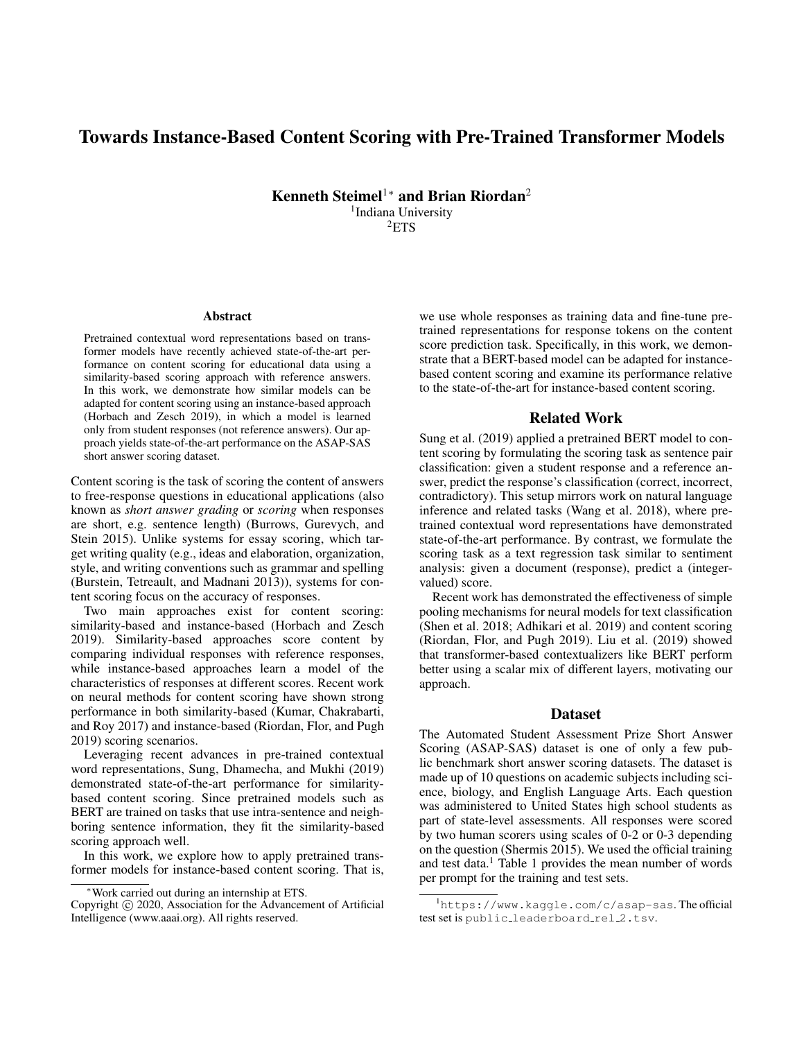# Towards Instance-Based Content Scoring with Pre-Trained Transformer Models

**Kenneth Steimel**[1]* **and Brian Riordan**[2]

[1]Indiana University

[2]ETS

## Abstract

Pretrained contextual word representations based on transformer models have recently achieved state-of-the-art performance on content scoring for educational data using a similarity-based scoring approach with reference answers. In this work, we demonstrate how similar models can be adapted for content scoring using an instance-based approach (Horbach and Zesch 2019), in which a model is learned only from student responses (not reference answers). Our approach yields state-of-the-art performance on the ASAP-SAS short answer scoring dataset.

Content scoring is the task of scoring the content of answers to free-response questions in educational applications (also known as *short answer grading* or *scoring* when responses are short, e.g. sentence length) (Burrows, Gurevych, and Stein 2015). Unlike systems for essay scoring, which target writing quality (e.g., ideas and elaboration, organization, style, and writing conventions such as grammar and spelling (Burstein, Tetreault, and Madnani 2013)), systems for content scoring focus on the accuracy of responses.

Two main approaches exist for content scoring: similarity-based and instance-based (Horbach and Zesch 2019). Similarity-based approaches score content by comparing individual responses with reference responses, while instance-based approaches learn a model of the characteristics of responses at different scores. Recent work on neural methods for content scoring have shown strong performance in both similarity-based (Kumar, Chakrabarti, and Roy 2017) and instance-based (Riordan, Flor, and Pugh 2019) scoring scenarios.

Leveraging recent advances in pre-trained contextual word representations, Sung, Dhamecha, and Mukhi (2019) demonstrated state-of-the-art performance for similarity-based content scoring. Since pretrained models such as BERT are trained on tasks that use intra-sentence and neighboring sentence information, they fit the similarity-based scoring approach well.

In this work, we explore how to apply pretrained transformer models for instance-based content scoring. That is, we use whole responses as training data and fine-tune pretrained representations for response tokens on the content score prediction task. Specifically, in this work, we demonstrate that a BERT-based model can be adapted for instance-based content scoring and examine its performance relative to the state-of-the-art for instance-based content scoring.

## Related Work

Sung et al. (2019) applied a pretrained BERT model to content scoring by formulating the scoring task as sentence pair classification: given a student response and a reference answer, predict the response's classification (correct, incorrect, contradictory). This setup mirrors work on natural language inference and related tasks (Wang et al. 2018), where pretrained contextual word representations have demonstrated state-of-the-art performance. By contrast, we formulate the scoring task as a text regression task similar to sentiment analysis: given a document (response), predict a (integer-valued) score.

Recent work has demonstrated the effectiveness of simple pooling mechanisms for neural models for text classification (Shen et al. 2018; Adhikari et al. 2019) and content scoring (Riordan, Flor, and Pugh 2019). Liu et al. (2019) showed that transformer-based contextualizers like BERT perform better using a scalar mix of different layers, motivating our approach.

## Dataset

The Automated Student Assessment Prize Short Answer Scoring (ASAP-SAS) dataset is one of only a few public benchmark short answer scoring datasets. The dataset is made up of 10 questions on academic subjects including science, biology, and English Language Arts. Each question was administered to United States high school students as part of state-level assessments. All responses were scored by two human scorers using scales of 0-2 or 0-3 depending on the question (Shermis 2015). We used the official training and test data.[1] Table 1 provides the mean number of words per prompt for the training and test sets.

---

*Work carried out during an internship at ETS.

Copyright © 2020, Association for the Advancement of Artificial Intelligence (www.aaai.org). All rights reserved.

[1]https://www.kaggle.com/c/asap-sas. The official test set is public_leaderboard_rel_2.tsv.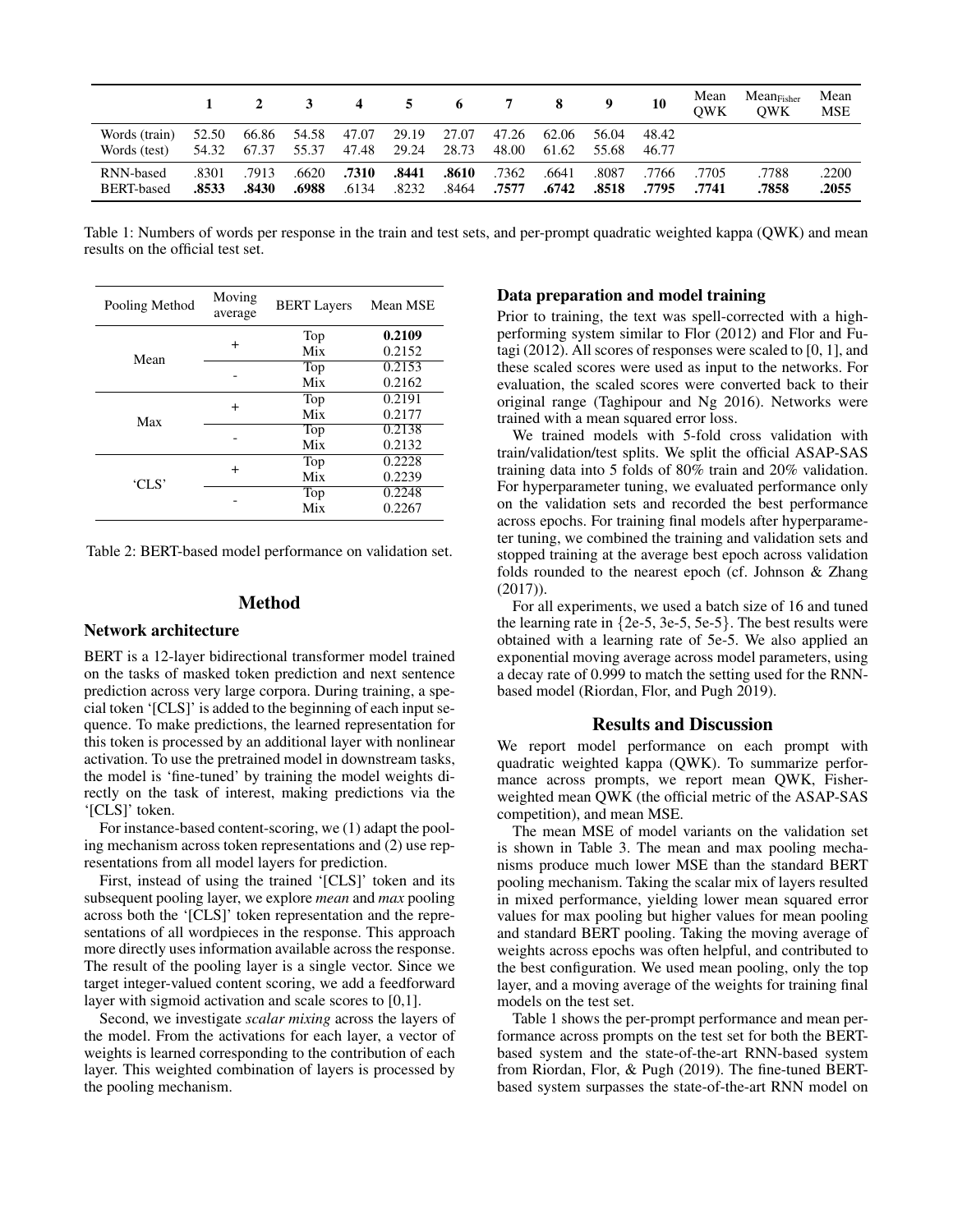| | 1 | 2 | 3 | 4 | 5 | 6 | 7 | 8 | 9 | 10 | Mean QWK | $\text{Mean}_{\text{Fisher}}$ QWK | Mean MSE |
|---|---|---|---|---|---|---|---|---|---|---|---|---|---|
| Words (train) | 52.50 | 66.86 | 54.58 | 47.07 | 29.19 | 27.07 | 47.26 | 62.06 | 56.04 | 48.42 | | | |
| Words (test) | 54.32 | 67.37 | 55.37 | 47.48 | 29.24 | 28.73 | 48.00 | 61.62 | 55.68 | 46.77 | | | |
| RNN-based | .8301 | .7913 | .6620 | **.7310** | **.8441** | **.8610** | .7362 | .6641 | .8087 | .7766 | .7705 | .7788 | .2200 |
| BERT-based | **.8533** | **.8430** | **.6988** | .6134 | .8232 | .8464 | **.7577** | **.6742** | **.8518** | **.7795** | **.7741** | **.7858** | **.2055** |

Table 1: Numbers of words per response in the train and test sets, and per-prompt quadratic weighted kappa (QWK) and mean results on the official test set.

| Pooling Method | Moving average | BERT Layers | Mean MSE |
|---|---|---|---|
| Mean | + | Top | **0.2109** |
| | | Mix | 0.2152 |
| | - | Top | 0.2153 |
| | | Mix | 0.2162 |
| Max | + | Top | 0.2191 |
| | | Mix | 0.2177 |
| | - | Top | 0.2138 |
| | | Mix | 0.2132 |
| 'CLS' | + | Top | 0.2228 |
| | | Mix | 0.2239 |
| | - | Top | 0.2248 |
| | | Mix | 0.2267 |

Table 2: BERT-based model performance on validation set.

## Method

### Network architecture

BERT is a 12-layer bidirectional transformer model trained on the tasks of masked token prediction and next sentence prediction across very large corpora. During training, a special token '[CLS]' is added to the beginning of each input sequence. To make predictions, the learned representation for this token is processed by an additional layer with nonlinear activation. To use the pretrained model in downstream tasks, the model is 'fine-tuned' by training the model weights directly on the task of interest, making predictions via the '[CLS]' token.

For instance-based content-scoring, we (1) adapt the pooling mechanism across token representations and (2) use representations from all model layers for prediction.

First, instead of using the trained '[CLS]' token and its subsequent pooling layer, we explore *mean* and *max* pooling across both the '[CLS]' token representation and the representations of all wordpieces in the response. This approach more directly uses information available across the response. The result of the pooling layer is a single vector. Since we target integer-valued content scoring, we add a feedforward layer with sigmoid activation and scale scores to [0,1].

Second, we investigate *scalar mixing* across the layers of the model. From the activations for each layer, a vector of weights is learned corresponding to the contribution of each layer. This weighted combination of layers is processed by the pooling mechanism.

### Data preparation and model training

Prior to training, the text was spell-corrected with a high-performing system similar to Flor (2012) and Flor and Futagi (2012). All scores of responses were scaled to [0, 1], and these scaled scores were used as input to the networks. For evaluation, the scaled scores were converted back to their original range (Taghipour and Ng 2016). Networks were trained with a mean squared error loss.

We trained models with 5-fold cross validation with train/validation/test splits. We split the official ASAP-SAS training data into 5 folds of 80% train and 20% validation. For hyperparameter tuning, we evaluated performance only on the validation sets and recorded the best performance across epochs. For training final models after hyperparameter tuning, we combined the training and validation sets and stopped training at the average best epoch across validation folds rounded to the nearest epoch (cf. Johnson & Zhang (2017)).

For all experiments, we used a batch size of 16 and tuned the learning rate in {2e-5, 3e-5, 5e-5}. The best results were obtained with a learning rate of 5e-5. We also applied an exponential moving average across model parameters, using a decay rate of 0.999 to match the setting used for the RNN-based model (Riordan, Flor, and Pugh 2019).

## Results and Discussion

We report model performance on each prompt with quadratic weighted kappa (QWK). To summarize performance across prompts, we report mean QWK, Fisher-weighted mean QWK (the official metric of the ASAP-SAS competition), and mean MSE.

The mean MSE of model variants on the validation set is shown in Table 3. The mean and max pooling mechanisms produce much lower MSE than the standard BERT pooling mechanism. Taking the scalar mix of layers resulted in mixed performance, yielding lower mean squared error values for max pooling but higher values for mean pooling and standard BERT pooling. Taking the moving average of weights across epochs was often helpful, and contributed to the best configuration. We used mean pooling, only the top layer, and a moving average of the weights for training final models on the test set.

Table 1 shows the per-prompt performance and mean performance across prompts on the test set for both the BERT-based system and the state-of-the-art RNN-based system from Riordan, Flor, & Pugh (2019). The fine-tuned BERT-based system surpasses the state-of-the-art RNN model on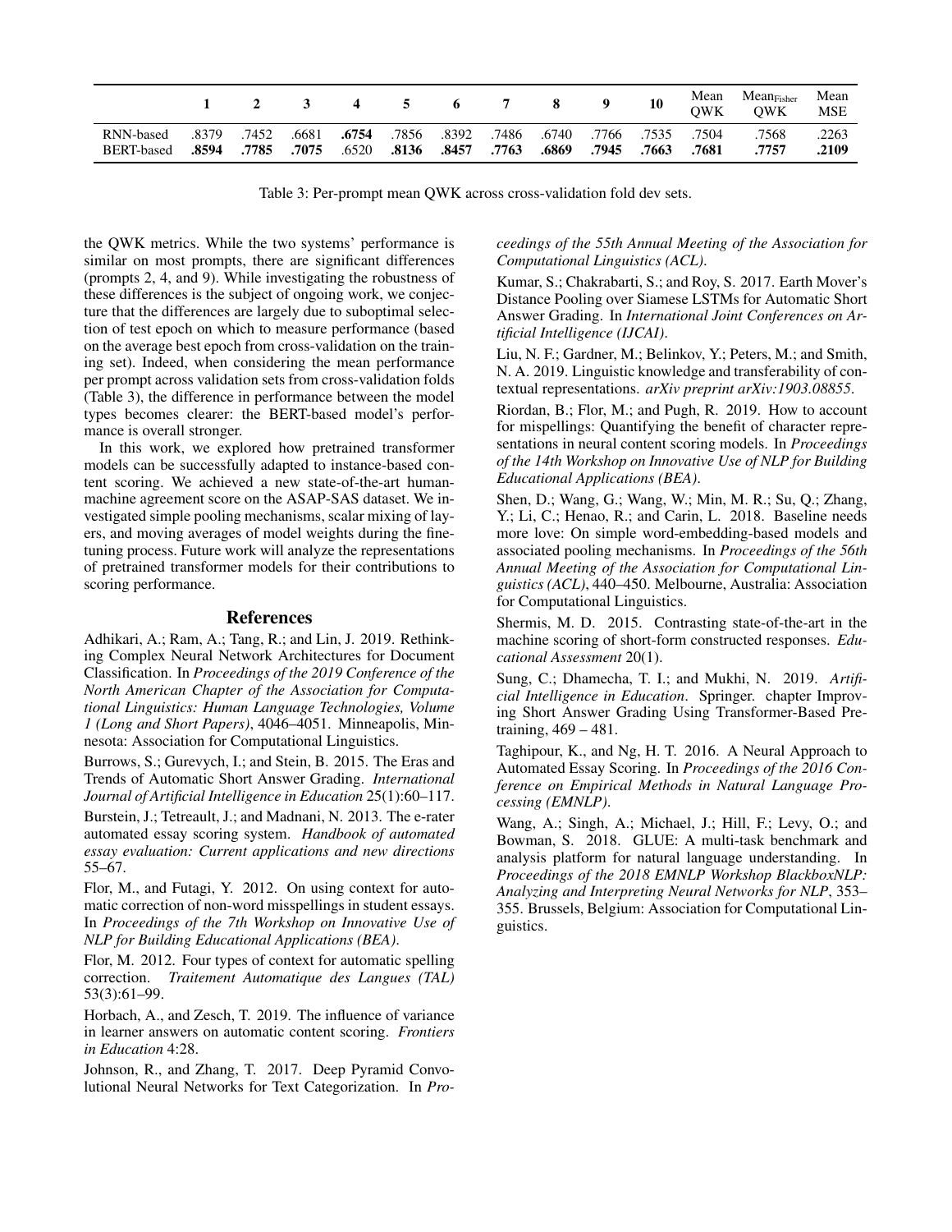| | 1 | 2 | 3 | 4 | 5 | 6 | 7 | 8 | 9 | 10 | Mean QWK | $\text{Mean}_{\text{Fisher}}$ QWK | Mean MSE |
|---|---|---|---|---|---|---|---|---|---|---|---|---|---|
| RNN-based | .8379 | .7452 | .6681 | **.6754** | .7856 | .8392 | .7486 | .6740 | .7766 | .7535 | .7504 | .7568 | .2263 |
| BERT-based | **.8594** | **.7785** | **.7075** | .6520 | **.8136** | **.8457** | **.7763** | **.6869** | **.7945** | **.7663** | **.7681** | **.7757** | **.2109** |

Table 3: Per-prompt mean QWK across cross-validation fold dev sets.

the QWK metrics. While the two systems' performance is similar on most prompts, there are significant differences (prompts 2, 4, and 9). While investigating the robustness of these differences is the subject of ongoing work, we conjecture that the differences are largely due to suboptimal selection of test epoch on which to measure performance (based on the average best epoch from cross-validation on the training set). Indeed, when considering the mean performance per prompt across validation sets from cross-validation folds (Table 3), the difference in performance between the model types becomes clearer: the BERT-based model's performance is overall stronger.

In this work, we explored how pretrained transformer models can be successfully adapted to instance-based content scoring. We achieved a new state-of-the-art human-machine agreement score on the ASAP-SAS dataset. We investigated simple pooling mechanisms, scalar mixing of layers, and moving averages of model weights during the fine-tuning process. Future work will analyze the representations of pretrained transformer models for their contributions to scoring performance.

## References

Adhikari, A.; Ram, A.; Tang, R.; and Lin, J. 2019. Rethinking Complex Neural Network Architectures for Document Classification. In *Proceedings of the 2019 Conference of the North American Chapter of the Association for Computational Linguistics: Human Language Technologies, Volume 1 (Long and Short Papers)*, 4046–4051. Minneapolis, Minnesota: Association for Computational Linguistics.

Burrows, S.; Gurevych, I.; and Stein, B. 2015. The Eras and Trends of Automatic Short Answer Grading. *International Journal of Artificial Intelligence in Education* 25(1):60–117.

Burstein, J.; Tetreault, J.; and Madnani, N. 2013. The e-rater automated essay scoring system. *Handbook of automated essay evaluation: Current applications and new directions* 55–67.

Flor, M., and Futagi, Y. 2012. On using context for automatic correction of non-word misspellings in student essays. In *Proceedings of the 7th Workshop on Innovative Use of NLP for Building Educational Applications (BEA)*.

Flor, M. 2012. Four types of context for automatic spelling correction. *Traitement Automatique des Langues (TAL)* 53(3):61–99.

Horbach, A., and Zesch, T. 2019. The influence of variance in learner answers on automatic content scoring. *Frontiers in Education* 4:28.

Johnson, R., and Zhang, T. 2017. Deep Pyramid Convolutional Neural Networks for Text Categorization. In *Proceedings of the 55th Annual Meeting of the Association for Computational Linguistics (ACL)*.

Kumar, S.; Chakrabarti, S.; and Roy, S. 2017. Earth Mover's Distance Pooling over Siamese LSTMs for Automatic Short Answer Grading. In *International Joint Conferences on Artificial Intelligence (IJCAI)*.

Liu, N. F.; Gardner, M.; Belinkov, Y.; Peters, M.; and Smith, N. A. 2019. Linguistic knowledge and transferability of contextual representations. *arXiv preprint arXiv:1903.08855*.

Riordan, B.; Flor, M.; and Pugh, R. 2019. How to account for mispellings: Quantifying the benefit of character representations in neural content scoring models. In *Proceedings of the 14th Workshop on Innovative Use of NLP for Building Educational Applications (BEA)*.

Shen, D.; Wang, G.; Wang, W.; Min, M. R.; Su, Q.; Zhang, Y.; Li, C.; Henao, R.; and Carin, L. 2018. Baseline needs more love: On simple word-embedding-based models and associated pooling mechanisms. In *Proceedings of the 56th Annual Meeting of the Association for Computational Linguistics (ACL)*, 440–450. Melbourne, Australia: Association for Computational Linguistics.

Shermis, M. D. 2015. Contrasting state-of-the-art in the machine scoring of short-form constructed responses. *Educational Assessment* 20(1).

Sung, C.; Dhamecha, T. I.; and Mukhi, N. 2019. *Artificial Intelligence in Education*. Springer. chapter Improving Short Answer Grading Using Transformer-Based Pretraining, 469 – 481.

Taghipour, K., and Ng, H. T. 2016. A Neural Approach to Automated Essay Scoring. In *Proceedings of the 2016 Conference on Empirical Methods in Natural Language Processing (EMNLP)*.

Wang, A.; Singh, A.; Michael, J.; Hill, F.; Levy, O.; and Bowman, S. 2018. GLUE: A multi-task benchmark and analysis platform for natural language understanding. In *Proceedings of the 2018 EMNLP Workshop BlackboxNLP: Analyzing and Interpreting Neural Networks for NLP*, 353–355. Brussels, Belgium: Association for Computational Linguistics.